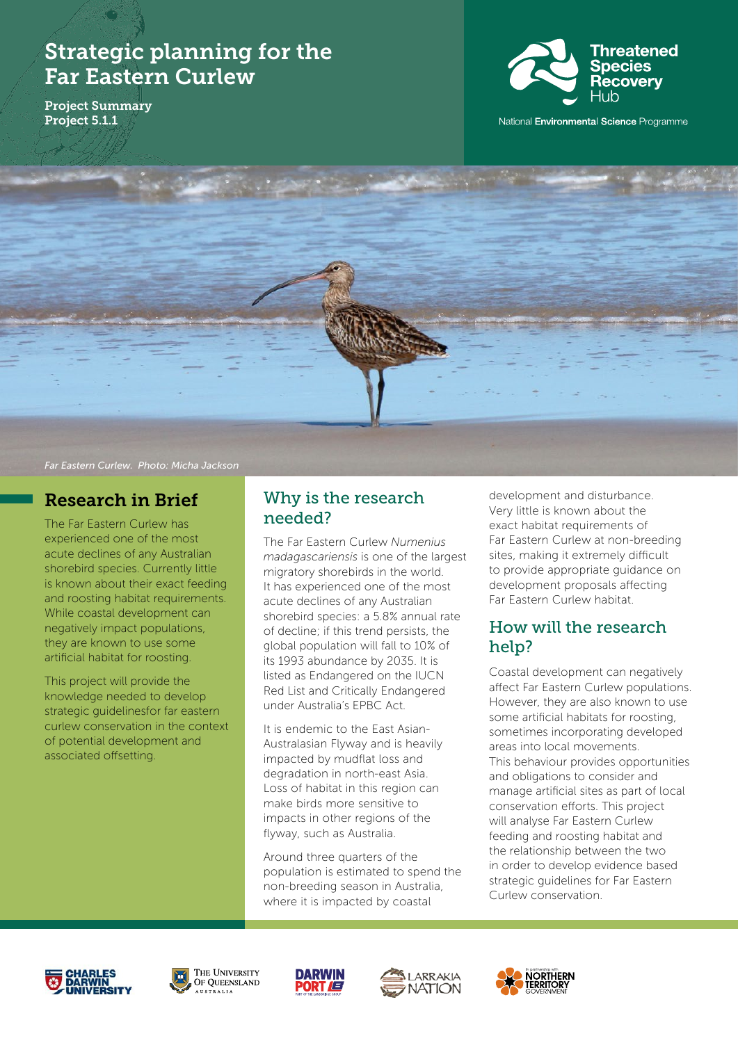# Strategic planning for the Far Eastern Curlew

**Project Summary**
**Project 5.1.1**

Threatened Species Recovery Hub

National Environmental Science Programme

*Far Eastern Curlew. Photo: Micha Jackson*

## Research in Brief

The Far Eastern Curlew has experienced one of the most acute declines of any Australian shorebird species. Currently little is known about their exact feeding and roosting habitat requirements. While coastal development can negatively impact populations, they are known to use some artificial habitat for roosting.

This project will provide the knowledge needed to develop strategic guidelinesfor far eastern curlew conservation in the context of potential development and associated offsetting.

## Why is the research needed?

The Far Eastern Curlew *Numenius madagascariensis* is one of the largest migratory shorebirds in the world. It has experienced one of the most acute declines of any Australian shorebird species: a 5.8% annual rate of decline; if this trend persists, the global population will fall to 10% of its 1993 abundance by 2035. It is listed as Endangered on the IUCN Red List and Critically Endangered under Australia's EPBC Act.

It is endemic to the East Asian-Australasian Flyway and is heavily impacted by mudflat loss and degradation in north-east Asia. Loss of habitat in this region can make birds more sensitive to impacts in other regions of the flyway, such as Australia.

Around three quarters of the population is estimated to spend the non-breeding season in Australia, where it is impacted by coastal development and disturbance. Very little is known about the exact habitat requirements of Far Eastern Curlew at non-breeding sites, making it extremely difficult to provide appropriate guidance on development proposals affecting Far Eastern Curlew habitat.

## How will the research help?

Coastal development can negatively affect Far Eastern Curlew populations. However, they are also known to use some artificial habitats for roosting, sometimes incorporating developed areas into local movements. This behaviour provides opportunities and obligations to consider and manage artificial sites as part of local conservation efforts. This project will analyse Far Eastern Curlew feeding and roosting habitat and the relationship between the two in order to develop evidence based strategic guidelines for Far Eastern Curlew conservation.

Charles Darwin University · The University of Queensland · Darwin Port · Larrakia Nation · In partnership with Northern Territory Government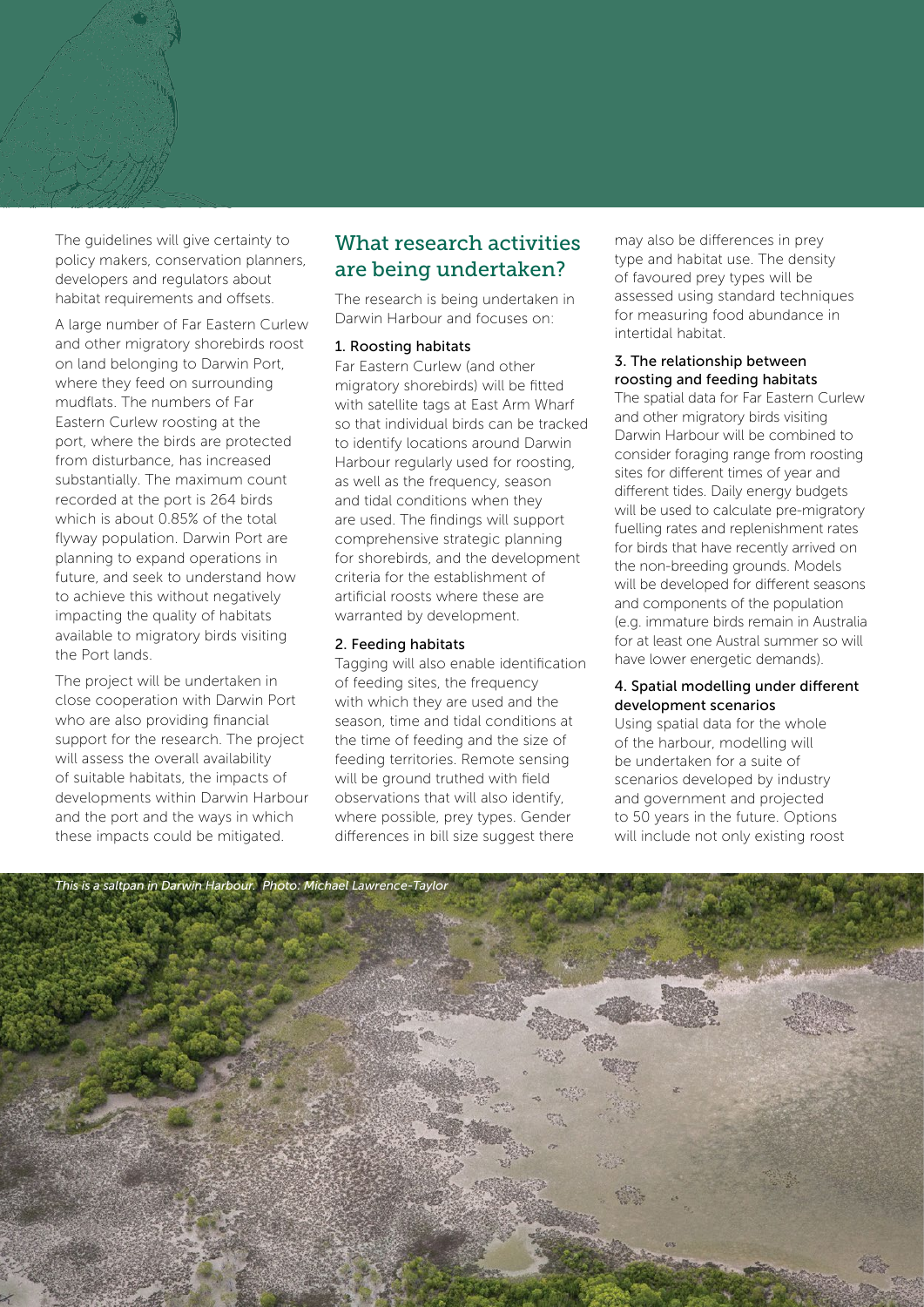The guidelines will give certainty to policy makers, conservation planners, developers and regulators about habitat requirements and offsets.

A large number of Far Eastern Curlew and other migratory shorebirds roost on land belonging to Darwin Port, where they feed on surrounding mudflats. The numbers of Far Eastern Curlew roosting at the port, where the birds are protected from disturbance, has increased substantially. The maximum count recorded at the port is 264 birds which is about 0.85% of the total flyway population. Darwin Port are planning to expand operations in future, and seek to understand how to achieve this without negatively impacting the quality of habitats available to migratory birds visiting the Port lands.

The project will be undertaken in close cooperation with Darwin Port who are also providing financial support for the research. The project will assess the overall availability of suitable habitats, the impacts of developments within Darwin Harbour and the port and the ways in which these impacts could be mitigated.

## What research activities are being undertaken?

The research is being undertaken in Darwin Harbour and focuses on:

### 1. Roosting habitats

Far Eastern Curlew (and other migratory shorebirds) will be fitted with satellite tags at East Arm Wharf so that individual birds can be tracked to identify locations around Darwin Harbour regularly used for roosting, as well as the frequency, season and tidal conditions when they are used. The findings will support comprehensive strategic planning for shorebirds, and the development criteria for the establishment of artificial roosts where these are warranted by development.

### 2. Feeding habitats

Tagging will also enable identification of feeding sites, the frequency with which they are used and the season, time and tidal conditions at the time of feeding and the size of feeding territories. Remote sensing will be ground truthed with field observations that will also identify, where possible, prey types. Gender differences in bill size suggest there may also be differences in prey type and habitat use. The density of favoured prey types will be assessed using standard techniques for measuring food abundance in intertidal habitat.

### 3. The relationship between roosting and feeding habitats

The spatial data for Far Eastern Curlew and other migratory birds visiting Darwin Harbour will be combined to consider foraging range from roosting sites for different times of year and different tides. Daily energy budgets will be used to calculate pre-migratory fuelling rates and replenishment rates for birds that have recently arrived on the non-breeding grounds. Models will be developed for different seasons and components of the population (e.g. immature birds remain in Australia for at least one Austral summer so will have lower energetic demands).

### 4. Spatial modelling under different development scenarios

Using spatial data for the whole of the harbour, modelling will be undertaken for a suite of scenarios developed by industry and government and projected to 50 years in the future. Options will include not only existing roost

*This is a saltpan in Darwin Harbour. Photo: Michael Lawrence-Taylor*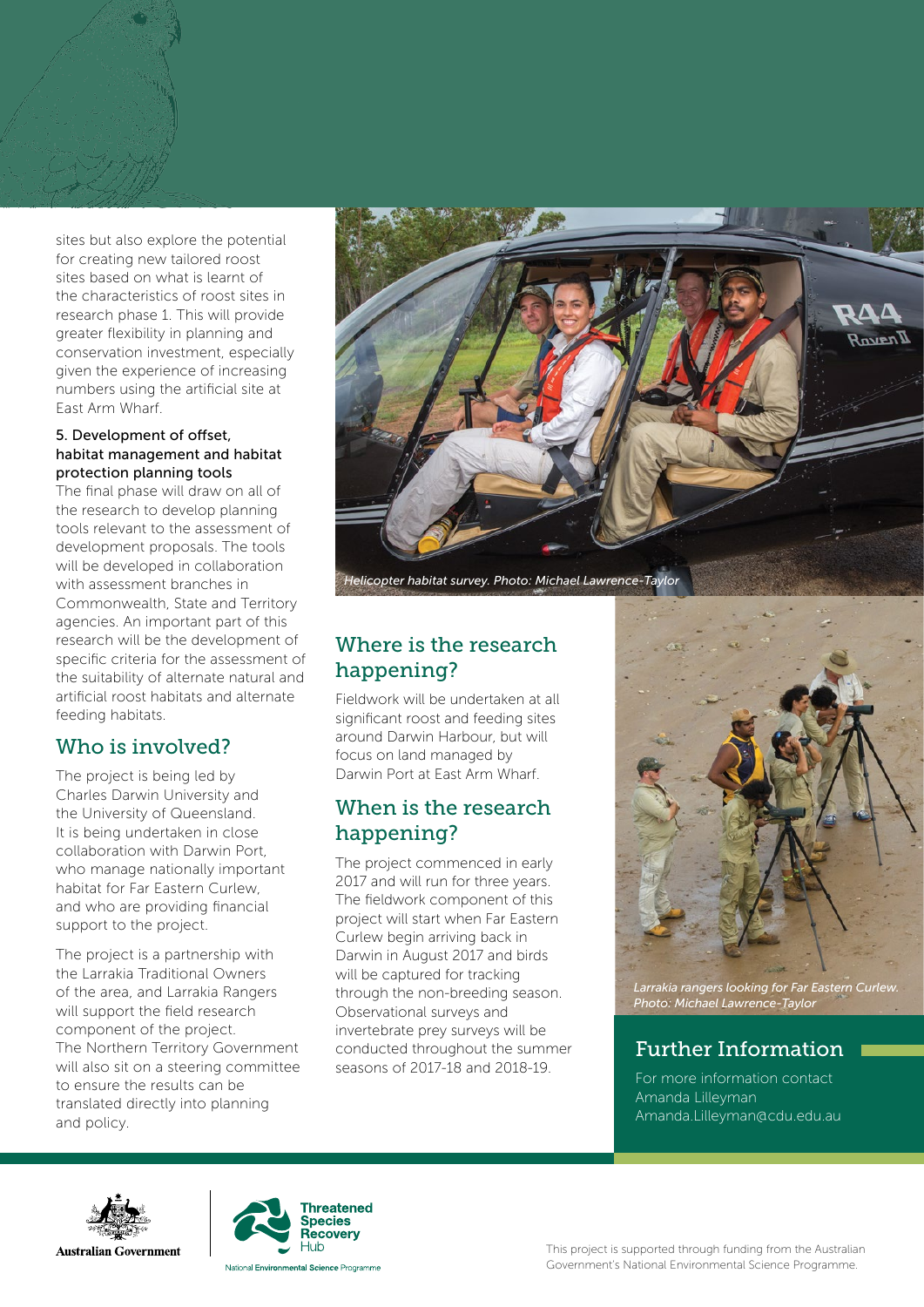sites but also explore the potential for creating new tailored roost sites based on what is learnt of the characteristics of roost sites in research phase 1. This will provide greater flexibility in planning and conservation investment, especially given the experience of increasing numbers using the artificial site at East Arm Wharf.

**5. Development of offset, habitat management and habitat protection planning tools**

The final phase will draw on all of the research to develop planning tools relevant to the assessment of development proposals. The tools will be developed in collaboration with assessment branches in Commonwealth, State and Territory agencies. An important part of this research will be the development of specific criteria for the assessment of the suitability of alternate natural and artificial roost habitats and alternate feeding habitats.

## Who is involved?

The project is being led by Charles Darwin University and the University of Queensland. It is being undertaken in close collaboration with Darwin Port, who manage nationally important habitat for Far Eastern Curlew, and who are providing financial support to the project.

The project is a partnership with the Larrakia Traditional Owners of the area, and Larrakia Rangers will support the field research component of the project. The Northern Territory Government will also sit on a steering committee to ensure the results can be translated directly into planning and policy.

*Helicopter habitat survey. Photo: Michael Lawrence-Taylor*

## Where is the research happening?

Fieldwork will be undertaken at all significant roost and feeding sites around Darwin Harbour, but will focus on land managed by Darwin Port at East Arm Wharf.

## When is the research happening?

The project commenced in early 2017 and will run for three years. The fieldwork component of this project will start when Far Eastern Curlew begin arriving back in Darwin in August 2017 and birds will be captured for tracking through the non-breeding season. Observational surveys and invertebrate prey surveys will be conducted throughout the summer seasons of 2017-18 and 2018-19.

*Larrakia rangers looking for Far Eastern Curlew. Photo: Michael Lawrence-Taylor*

## Further Information

For more information contact Amanda Lilleyman
Amanda.Lilleyman@cdu.edu.au

Australian Government

Threatened Species Recovery Hub
National Environmental Science Programme

This project is supported through funding from the Australian Government's National Environmental Science Programme.